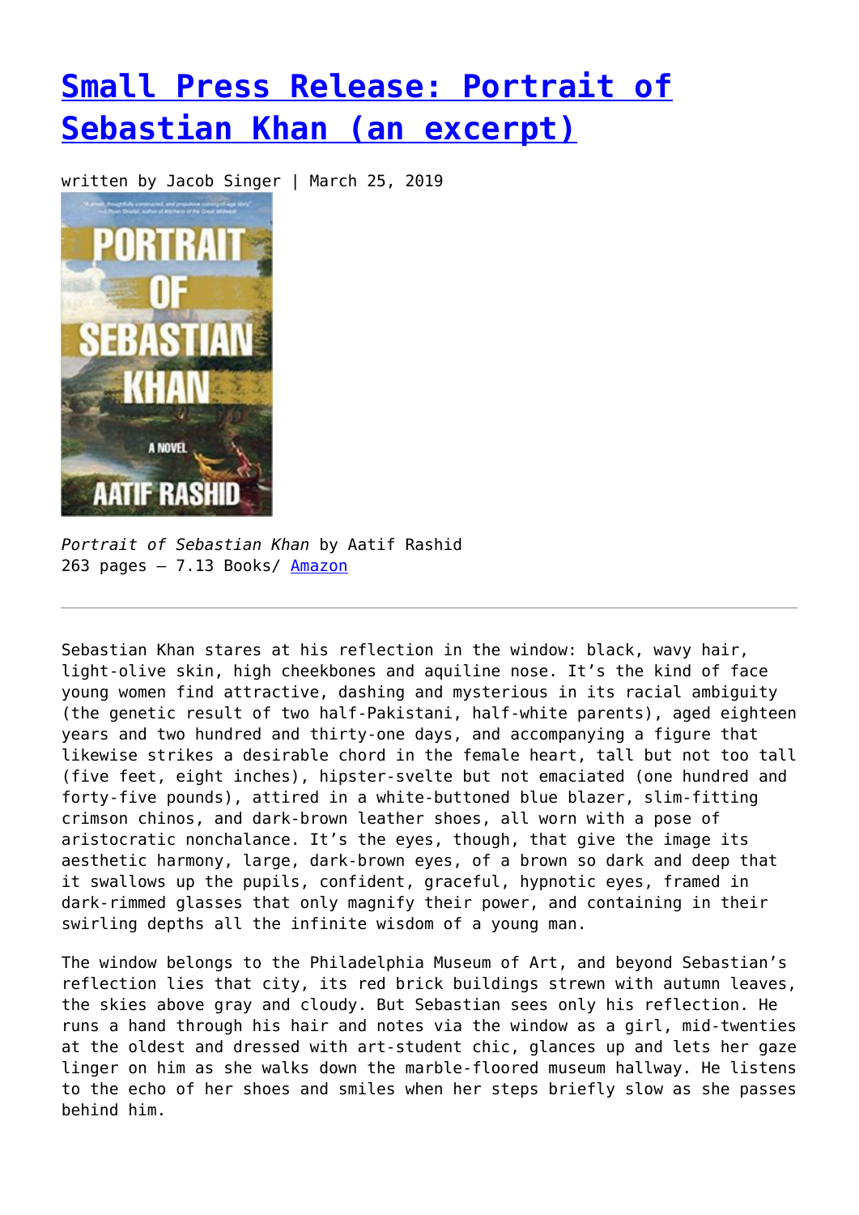# [Small Press Release: Portrait of Sebastian Khan (an excerpt)]

written by Jacob Singer | March 25, 2019

*Portrait of Sebastian Khan* by Aatif Rashid
263 pages – 7.13 Books/ [Amazon]

---

Sebastian Khan stares at his reflection in the window: black, wavy hair, light-olive skin, high cheekbones and aquiline nose. It's the kind of face young women find attractive, dashing and mysterious in its racial ambiguity (the genetic result of two half-Pakistani, half-white parents), aged eighteen years and two hundred and thirty-one days, and accompanying a figure that likewise strikes a desirable chord in the female heart, tall but not too tall (five feet, eight inches), hipster-svelte but not emaciated (one hundred and forty-five pounds), attired in a white-buttoned blue blazer, slim-fitting crimson chinos, and dark-brown leather shoes, all worn with a pose of aristocratic nonchalance. It's the eyes, though, that give the image its aesthetic harmony, large, dark-brown eyes, of a brown so dark and deep that it swallows up the pupils, confident, graceful, hypnotic eyes, framed in dark-rimmed glasses that only magnify their power, and containing in their swirling depths all the infinite wisdom of a young man.

The window belongs to the Philadelphia Museum of Art, and beyond Sebastian's reflection lies that city, its red brick buildings strewn with autumn leaves, the skies above gray and cloudy. But Sebastian sees only his reflection. He runs a hand through his hair and notes via the window as a girl, mid-twenties at the oldest and dressed with art-student chic, glances up and lets her gaze linger on him as she walks down the marble-floored museum hallway. He listens to the echo of her shoes and smiles when her steps briefly slow as she passes behind him.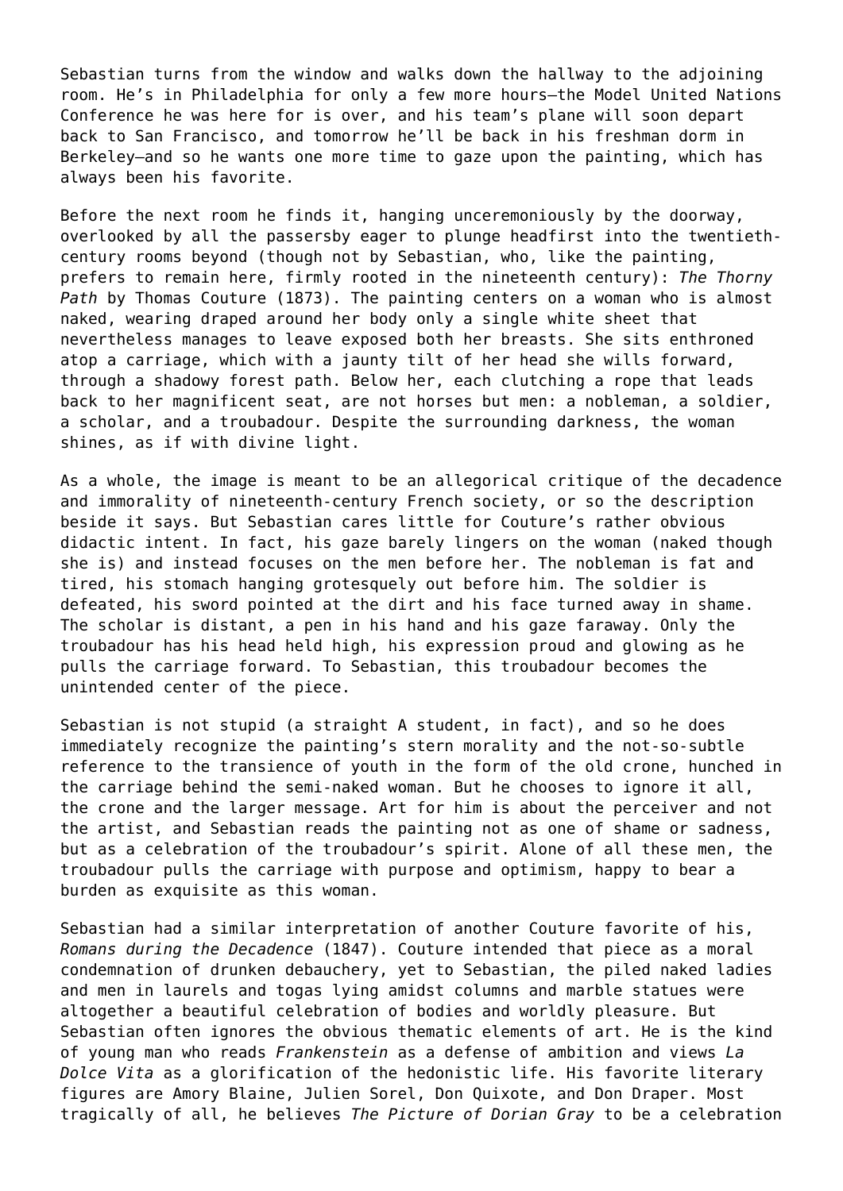Sebastian turns from the window and walks down the hallway to the adjoining room. He's in Philadelphia for only a few more hours—the Model United Nations Conference he was here for is over, and his team's plane will soon depart back to San Francisco, and tomorrow he'll be back in his freshman dorm in Berkeley—and so he wants one more time to gaze upon the painting, which has always been his favorite.

Before the next room he finds it, hanging unceremoniously by the doorway, overlooked by all the passersby eager to plunge headfirst into the twentieth-century rooms beyond (though not by Sebastian, who, like the painting, prefers to remain here, firmly rooted in the nineteenth century): *The Thorny Path* by Thomas Couture (1873). The painting centers on a woman who is almost naked, wearing draped around her body only a single white sheet that nevertheless manages to leave exposed both her breasts. She sits enthroned atop a carriage, which with a jaunty tilt of her head she wills forward, through a shadowy forest path. Below her, each clutching a rope that leads back to her magnificent seat, are not horses but men: a nobleman, a soldier, a scholar, and a troubadour. Despite the surrounding darkness, the woman shines, as if with divine light.

As a whole, the image is meant to be an allegorical critique of the decadence and immorality of nineteenth-century French society, or so the description beside it says. But Sebastian cares little for Couture's rather obvious didactic intent. In fact, his gaze barely lingers on the woman (naked though she is) and instead focuses on the men before her. The nobleman is fat and tired, his stomach hanging grotesquely out before him. The soldier is defeated, his sword pointed at the dirt and his face turned away in shame. The scholar is distant, a pen in his hand and his gaze faraway. Only the troubadour has his head held high, his expression proud and glowing as he pulls the carriage forward. To Sebastian, this troubadour becomes the unintended center of the piece.

Sebastian is not stupid (a straight A student, in fact), and so he does immediately recognize the painting's stern morality and the not-so-subtle reference to the transience of youth in the form of the old crone, hunched in the carriage behind the semi-naked woman. But he chooses to ignore it all, the crone and the larger message. Art for him is about the perceiver and not the artist, and Sebastian reads the painting not as one of shame or sadness, but as a celebration of the troubadour's spirit. Alone of all these men, the troubadour pulls the carriage with purpose and optimism, happy to bear a burden as exquisite as this woman.

Sebastian had a similar interpretation of another Couture favorite of his, *Romans during the Decadence* (1847). Couture intended that piece as a moral condemnation of drunken debauchery, yet to Sebastian, the piled naked ladies and men in laurels and togas lying amidst columns and marble statues were altogether a beautiful celebration of bodies and worldly pleasure. But Sebastian often ignores the obvious thematic elements of art. He is the kind of young man who reads *Frankenstein* as a defense of ambition and views *La Dolce Vita* as a glorification of the hedonistic life. His favorite literary figures are Amory Blaine, Julien Sorel, Don Quixote, and Don Draper. Most tragically of all, he believes *The Picture of Dorian Gray* to be a celebration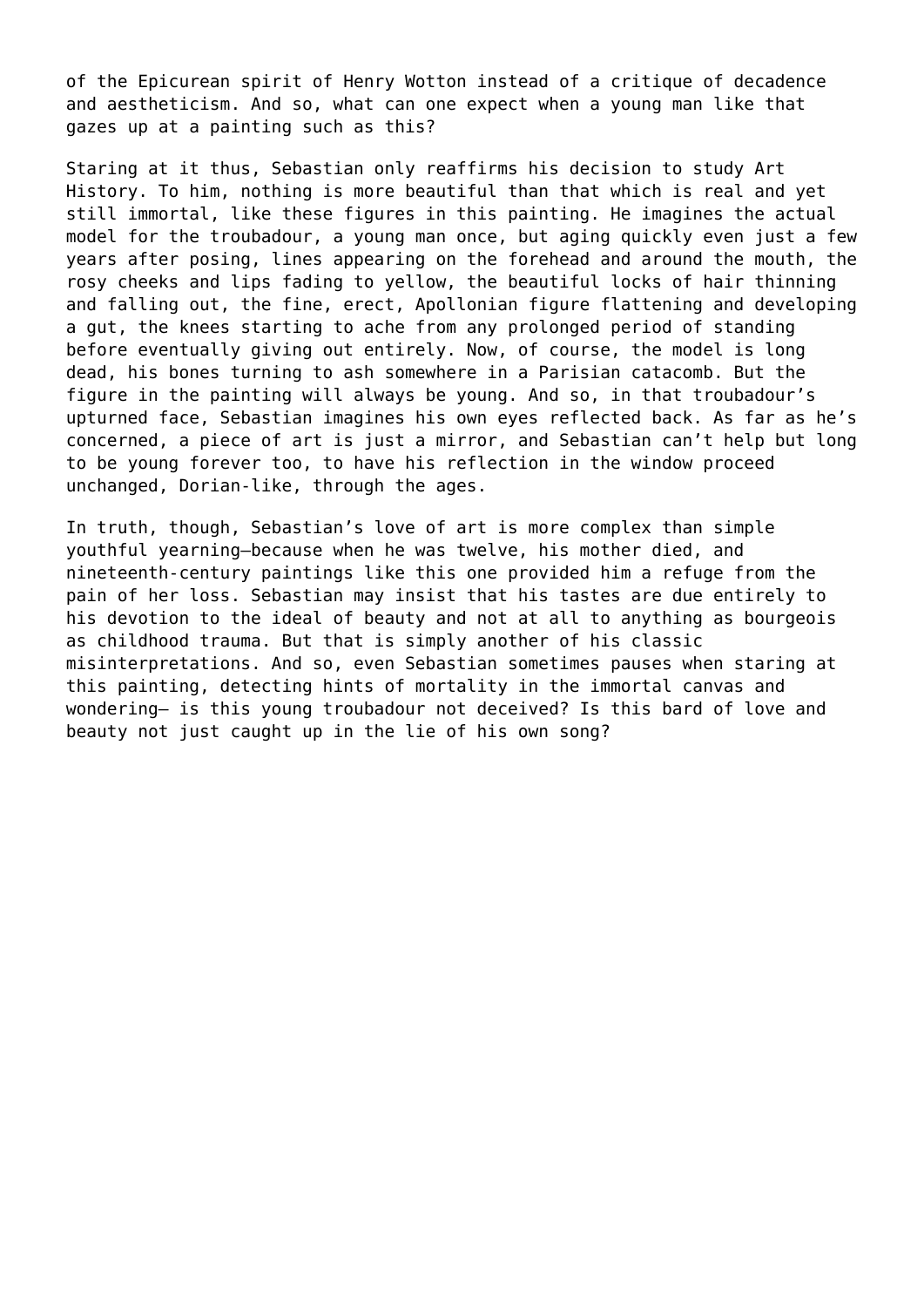of the Epicurean spirit of Henry Wotton instead of a critique of decadence and aestheticism. And so, what can one expect when a young man like that gazes up at a painting such as this?

Staring at it thus, Sebastian only reaffirms his decision to study Art History. To him, nothing is more beautiful than that which is real and yet still immortal, like these figures in this painting. He imagines the actual model for the troubadour, a young man once, but aging quickly even just a few years after posing, lines appearing on the forehead and around the mouth, the rosy cheeks and lips fading to yellow, the beautiful locks of hair thinning and falling out, the fine, erect, Apollonian figure flattening and developing a gut, the knees starting to ache from any prolonged period of standing before eventually giving out entirely. Now, of course, the model is long dead, his bones turning to ash somewhere in a Parisian catacomb. But the figure in the painting will always be young. And so, in that troubadour's upturned face, Sebastian imagines his own eyes reflected back. As far as he's concerned, a piece of art is just a mirror, and Sebastian can't help but long to be young forever too, to have his reflection in the window proceed unchanged, Dorian-like, through the ages.

In truth, though, Sebastian's love of art is more complex than simple youthful yearning—because when he was twelve, his mother died, and nineteenth-century paintings like this one provided him a refuge from the pain of her loss. Sebastian may insist that his tastes are due entirely to his devotion to the ideal of beauty and not at all to anything as bourgeois as childhood trauma. But that is simply another of his classic misinterpretations. And so, even Sebastian sometimes pauses when staring at this painting, detecting hints of mortality in the immortal canvas and wondering— is this young troubadour not deceived? Is this bard of love and beauty not just caught up in the lie of his own song?